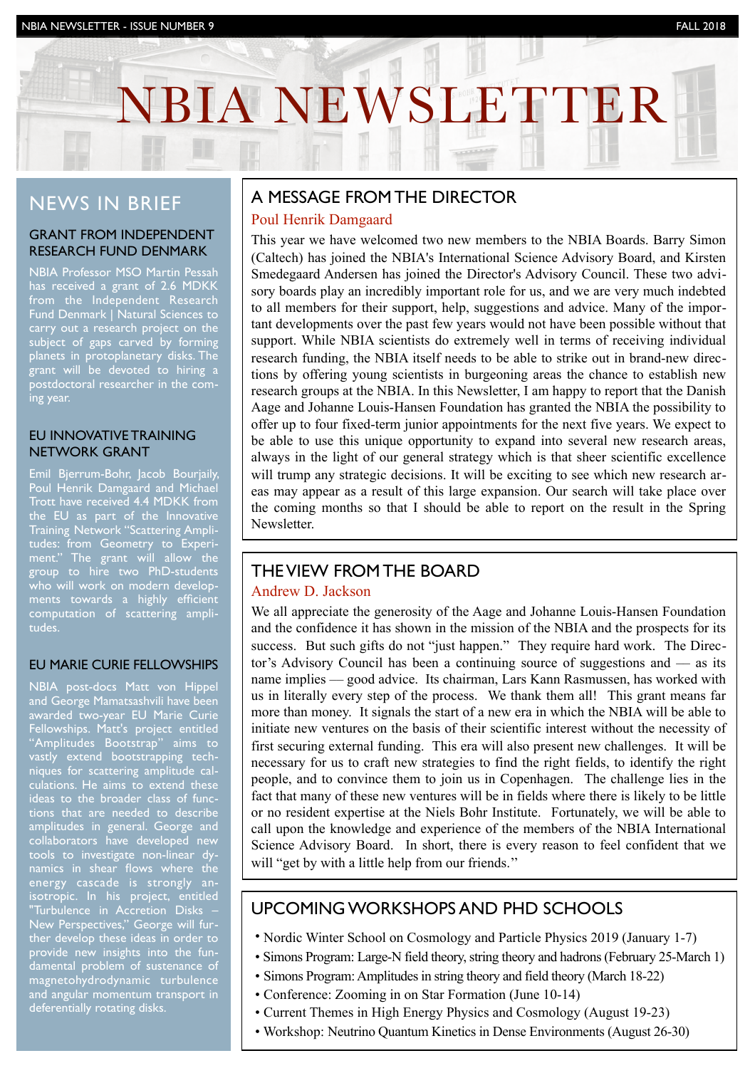# NBIA NEWSLETTER

## NEWS IN BRIEF

### GRANT FROM INDEPENDENT RESEARCH FUND DENMARK

NBIA Professor MSO Martin Pessah has received a grant of 2.6 MDKK from the Independent Research Fund Denmark | Natural Sciences to carry out a research project on the subject of gaps carved by forming planets in protoplanetary disks. The grant will be devoted to hiring a postdoctoral researcher in the coming year.

### EU INNOVATIVE TRAINING NETWORK GRANT

Emil Bjerrum-Bohr, Jacob Bourjaily, Poul Henrik Damgaard and Michael Trott have received 4.4 MDKK from the EU as part of the Innovative Training Network "Scattering Amplitudes: from Geometry to Experiment." The grant will allow the group to hire two PhD-students who will work on modern developments towards a highly efficient computation of scattering amplitudes.

### EU MARIE CURIE FELLOWSHIPS

NBIA post-docs Matt von Hippel and George Mamatsashvili have been awarded two-year EU Marie Curie Fellowships. Matt's project entitled "Amplitudes Bootstrap" aims to vastly extend bootstrapping techniques for scattering amplitude calculations. He aims to extend these ideas to the broader class of functions that are needed to describe amplitudes in general. George and collaborators have developed new tools to investigate non-linear dynamics in shear flows where the energy cascade is strongly anisotropic. In his project, entitled "Turbulence in Accretion Disks – New Perspectives," George will further develop these ideas in order to provide new insights into the fundamental problem of sustenance of magnetohydrodynamic turbulence and angular momentum transport in deferentially rotating disks.

## A MESSAGE FROM THE DIRECTOR

Poul Henrik Damgaard

This year we have welcomed two new members to the NBIA Boards. Barry Simon (Caltech) has joined the NBIA's International Science Advisory Board, and Kirsten Smedegaard Andersen has joined the Director's Advisory Council. These two advisory boards play an incredibly important role for us, and we are very much indebted to all members for their support, help, suggestions and advice. Many of the important developments over the past few years would not have been possible without that support. While NBIA scientists do extremely well in terms of receiving individual research funding, the NBIA itself needs to be able to strike out in brand-new directions by offering young scientists in burgeoning areas the chance to establish new research groups at the NBIA. In this Newsletter, I am happy to report that the Danish Aage and Johanne Louis-Hansen Foundation has granted the NBIA the possibility to offer up to four fixed-term junior appointments for the next five years. We expect to be able to use this unique opportunity to expand into several new research areas, always in the light of our general strategy which is that sheer scientific excellence will trump any strategic decisions. It will be exciting to see which new research areas may appear as a result of this large expansion. Our search will take place over the coming months so that I should be able to report on the result in the Spring Newsletter.

## THE VIEW FROM THE BOARD

Andrew D. Jackson

We all appreciate the generosity of the Aage and Johanne Louis-Hansen Foundation and the confidence it has shown in the mission of the NBIA and the prospects for its success. But such gifts do not "just happen." They require hard work. The Director's Advisory Council has been a continuing source of suggestions and — as its name implies — good advice. Its chairman, Lars Kann Rasmussen, has worked with us in literally every step of the process. We thank them all! This grant means far more than money. It signals the start of a new era in which the NBIA will be able to initiate new ventures on the basis of their scientific interest without the necessity of first securing external funding. This era will also present new challenges. It will be necessary for us to craft new strategies to find the right fields, to identify the right people, and to convince them to join us in Copenhagen. The challenge lies in the fact that many of these new ventures will be in fields where there is likely to be little or no resident expertise at the Niels Bohr Institute. Fortunately, we will be able to call upon the knowledge and experience of the members of the NBIA International Science Advisory Board. In short, there is every reason to feel confident that we will "get by with a little help from our friends."

## UPCOMING WORKSHOPS AND PHD SCHOOLS

- Nordic Winter School on Cosmology and Particle Physics 2019 (January 1-7)
- Simons Program: Large-N field theory, string theory and hadrons (February 25-March 1)
- Simons Program: Amplitudes in string theory and field theory (March 18-22)
- Conference: Zooming in on Star Formation (June 10-14)
- Current Themes in High Energy Physics and Cosmology (August 19-23)
- Workshop: Neutrino Quantum Kinetics in Dense Environments (August 26-30)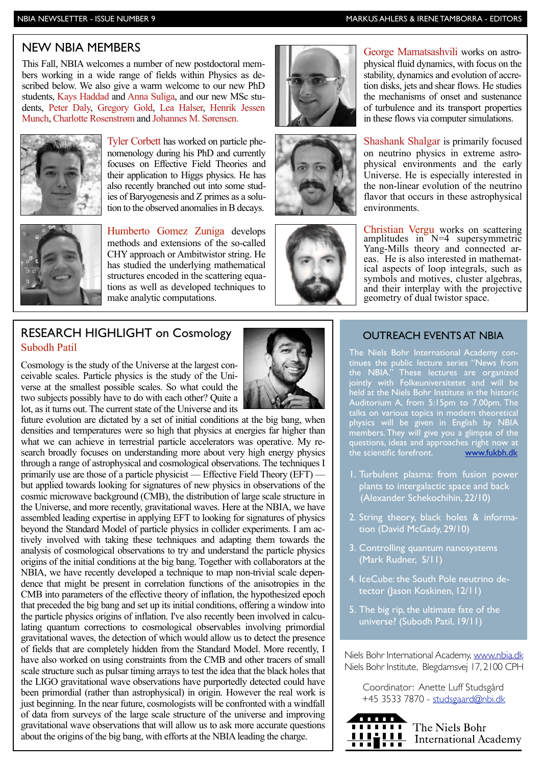## NEW NBIA MEMBERS

This Fall, NBIA welcomes a number of new postdoctoral members working in a wide range of fields within Physics as described below. We also give a warm welcome to our new PhD students, Kays Haddad and Anna Suliga, and our new MSc students, Peter Daly, Gregory Gold, Lea Halser, Henrik Jessen Munch, Charlotte Rosenstrøm and Johannes M. Sørensen.

Tyler Corbett has worked on particle phenomenology during his PhD and currently focuses on Effective Field Theories and their application to Higgs physics. He has also recently branched out into some studies of Baryogenesis and Z primes as a solution to the observed anomalies in B decays.

Humberto Gomez Zuniga develops methods and extensions of the so-called CHY approach or Ambitwistor string. He has studied the underlying mathematical structures encoded in the scattering equations as well as developed techniques to make analytic computations.

George Mamatsashvili works on astrophysical fluid dynamics, with focus on the stability, dynamics and evolution of accretion disks, jets and shear flows. He studies the mechanisms of onset and sustenance of turbulence and its transport properties in these flows via computer simulations.

Shashank Shalgar is primarily focused on neutrino physics in extreme astrophysical environments and the early Universe. He is especially interested in the non-linear evolution of the neutrino flavor that occurs in these astrophysical environments.

Christian Vergu works on scattering amplitudes in N=4 supersymmetric Yang-Mills theory and connected areas. He is also interested in mathematical aspects of loop integrals, such as symbols and motives, cluster algebras, and their interplay with the projective geometry of dual twistor space.

## RESEARCH HIGHLIGHT on Cosmology

Subodh Patil

Cosmology is the study of the Universe at the largest conceivable scales. Particle physics is the study of the Universe at the smallest possible scales. So what could the two subjects possibly have to do with each other? Quite a lot, as it turns out. The current state of the Universe and its future evolution are dictated by a set of initial conditions at the big bang, when densities and temperatures were so high that physics at energies far higher than what we can achieve in terrestrial particle accelerators was operative. My research broadly focuses on understanding more about very high energy physics through a range of astrophysical and cosmological observations. The techniques I primarily use are those of a particle physicist — Effective Field Theory (EFT) — but applied towards looking for signatures of new physics in observations of the cosmic microwave background (CMB), the distribution of large scale structure in the Universe, and more recently, gravitational waves. Here at the NBIA, we have assembled leading expertise in applying EFT to looking for signatures of physics beyond the Standard Model of particle physics in collider experiments. I am actively involved with taking these techniques and adapting them towards the analysis of cosmological observations to try and understand the particle physics origins of the initial conditions at the big bang. Together with collaborators at the NBIA, we have recently developed a technique to map non-trivial scale dependence that might be present in correlation functions of the anisotropies in the CMB into parameters of the effective theory of inflation, the hypothesized epoch that preceded the big bang and set up its initial conditions, offering a window into the particle physics origins of inflation. I've also recently been involved in calculating quantum corrections to cosmological observables involving primordial gravitational waves, the detection of which would allow us to detect the presence of fields that are completely hidden from the Standard Model. More recently, I have also worked on using constraints from the CMB and other tracers of small scale structure such as pulsar timing arrays to test the idea that the black holes that the LIGO gravitational wave observations have purportedly detected could have been primordial (rather than astrophysical) in origin. However the real work is just beginning. In the near future, cosmologists will be confronted with a windfall of data from surveys of the large scale structure of the universe and improving gravitational wave observations that will allow us to ask more accurate questions about the origins of the big bang, with efforts at the NBIA leading the charge.

## OUTREACH EVENTS AT NBIA

The Niels Bohr International Academy continues the public lecture series "News from the NBIA." These lectures are organized jointly with Folkeuniversitetet and will be held at the Niels Bohr Institute in the historic Auditorium A, from 5:15pm to 7.00pm. The talks on various topics in modern theoretical physics will be given in English by NBIA members. They will give you a glimpse of the questions, ideas and approaches right now at the scientific forefront. www.fukbh.dk

1. Turbulent plasma: from fusion power plants to intergalactic space and back (Alexander Schekochihin, 22/10)
2. String theory, black holes & information (David McGady, 29/10)
3. Controlling quantum nanosystems (Mark Rudner, 5/11)
4. IceCube: the South Pole neutrino detector (Jason Koskinen, 12/11)
5. The big rip, the ultimate fate of the universe? (Subodh Patil, 19/11)

Niels Bohr International Academy, www.nbia.dk
Niels Bohr Institute, Blegdamsvej 17, 2100 CPH

Coordinator: Anette Luff Studsgård
+45 3533 7870 - studsgaard@nbi.dk

The Niels Bohr International Academy